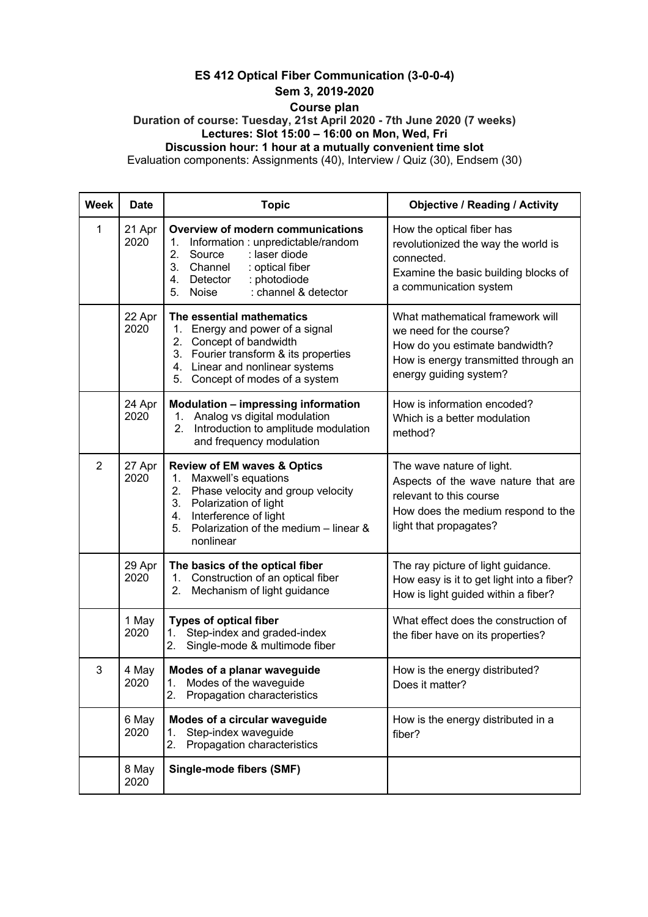# ES 412 Optical Fiber Communication (3-0-0-4)

## Sem 3, 2019-2020

### Course plan

**Duration of course: Tuesday, 21st April 2020 - 7th June 2020 (7 weeks)**

**Lectures: Slot 15:00 – 16:00 on Mon, Wed, Fri**

**Discussion hour: 1 hour at a mutually convenient time slot**

Evaluation components: Assignments (40), Interview / Quiz (30), Endsem (30)

| Week | Date | Topic | Objective / Reading / Activity |
|---|---|---|---|
| 1 | 21 Apr 2020 | **Overview of modern communications**<br>1. Information : unpredictable/random<br>2. Source : laser diode<br>3. Channel : optical fiber<br>4. Detector : photodiode<br>5. Noise : channel & detector | How the optical fiber has revolutionized the way the world is connected.<br>Examine the basic building blocks of a communication system |
| | 22 Apr 2020 | **The essential mathematics**<br>1. Energy and power of a signal<br>2. Concept of bandwidth<br>3. Fourier transform & its properties<br>4. Linear and nonlinear systems<br>5. Concept of modes of a system | What mathematical framework will we need for the course?<br>How do you estimate bandwidth?<br>How is energy transmitted through an energy guiding system? |
| | 24 Apr 2020 | **Modulation – impressing information**<br>1. Analog vs digital modulation<br>2. Introduction to amplitude modulation and frequency modulation | How is information encoded?<br>Which is a better modulation method? |
| 2 | 27 Apr 2020 | **Review of EM waves & Optics**<br>1. Maxwell's equations<br>2. Phase velocity and group velocity<br>3. Polarization of light<br>4. Interference of light<br>5. Polarization of the medium – linear & nonlinear | The wave nature of light.<br>Aspects of the wave nature that are relevant to this course<br>How does the medium respond to the light that propagates? |
| | 29 Apr 2020 | **The basics of the optical fiber**<br>1. Construction of an optical fiber<br>2. Mechanism of light guidance | The ray picture of light guidance.<br>How easy is it to get light into a fiber?<br>How is light guided within a fiber? |
| | 1 May 2020 | **Types of optical fiber**<br>1. Step-index and graded-index<br>2. Single-mode & multimode fiber | What effect does the construction of the fiber have on its properties? |
| 3 | 4 May 2020 | **Modes of a planar waveguide**<br>1. Modes of the waveguide<br>2. Propagation characteristics | How is the energy distributed?<br>Does it matter? |
| | 6 May 2020 | **Modes of a circular waveguide**<br>1. Step-index waveguide<br>2. Propagation characteristics | How is the energy distributed in a fiber? |
| | 8 May 2020 | **Single-mode fibers (SMF)** | |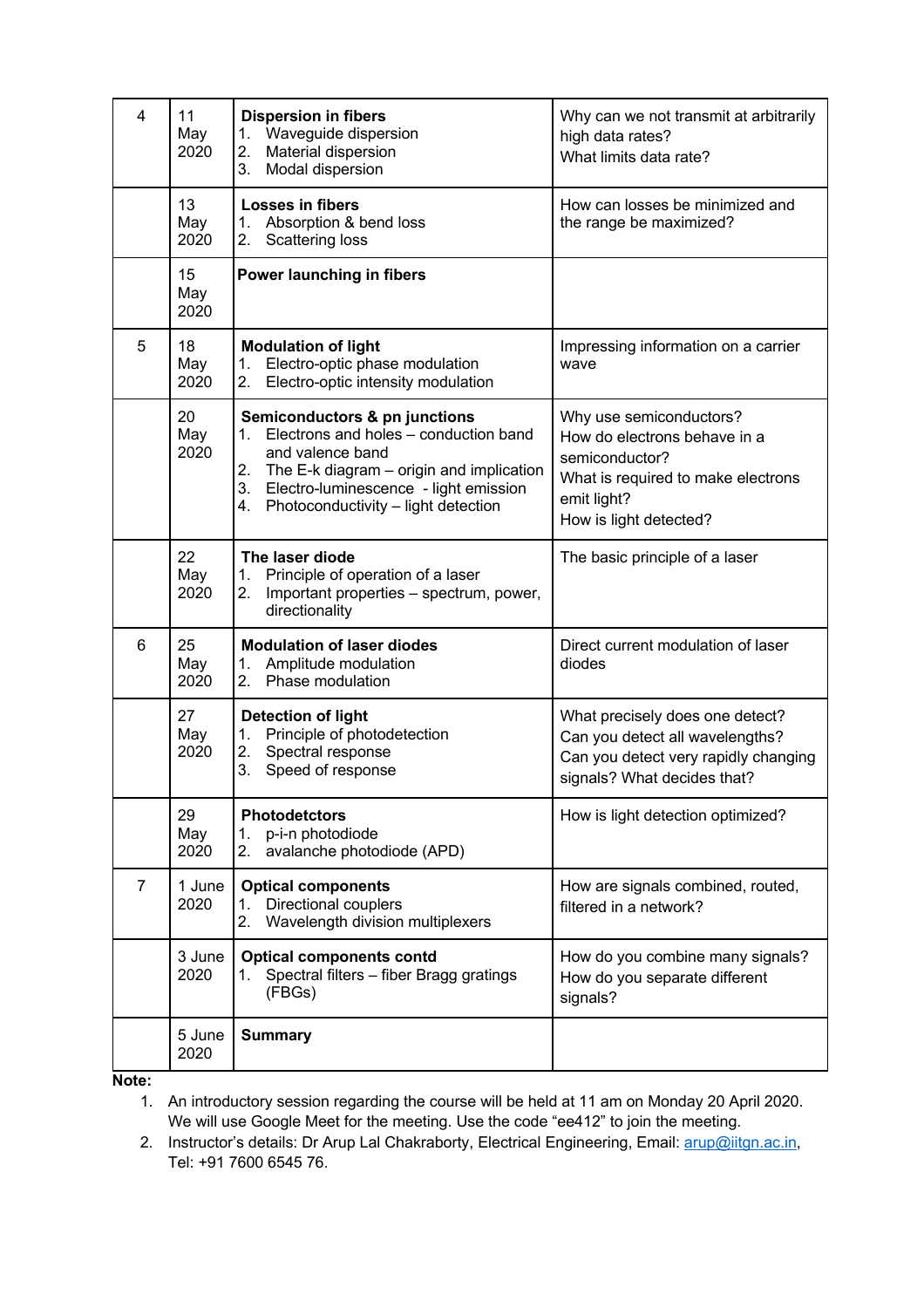| | | | |
|---|---|---|---|
| 4 | 11 May 2020 | **Dispersion in fibers**<br>1. Waveguide dispersion<br>2. Material dispersion<br>3. Modal dispersion | Why can we not transmit at arbitrarily high data rates?<br>What limits data rate? |
| | 13 May 2020 | **Losses in fibers**<br>1. Absorption & bend loss<br>2. Scattering loss | How can losses be minimized and the range be maximized? |
| | 15 May 2020 | **Power launching in fibers** | |
| 5 | 18 May 2020 | **Modulation of light**<br>1. Electro-optic phase modulation<br>2. Electro-optic intensity modulation | Impressing information on a carrier wave |
| | 20 May 2020 | **Semiconductors & pn junctions**<br>1. Electrons and holes – conduction band and valence band<br>2. The E-k diagram – origin and implication<br>3. Electro-luminescence - light emission<br>4. Photoconductivity – light detection | Why use semiconductors?<br>How do electrons behave in a semiconductor?<br>What is required to make electrons emit light?<br>How is light detected? |
| | 22 May 2020 | **The laser diode**<br>1. Principle of operation of a laser<br>2. Important properties – spectrum, power, directionality | The basic principle of a laser |
| 6 | 25 May 2020 | **Modulation of laser diodes**<br>1. Amplitude modulation<br>2. Phase modulation | Direct current modulation of laser diodes |
| | 27 May 2020 | **Detection of light**<br>1. Principle of photodetection<br>2. Spectral response<br>3. Speed of response | What precisely does one detect?<br>Can you detect all wavelengths?<br>Can you detect very rapidly changing signals? What decides that? |
| | 29 May 2020 | **Photodetctors**<br>1. p-i-n photodiode<br>2. avalanche photodiode (APD) | How is light detection optimized? |
| 7 | 1 June 2020 | **Optical components**<br>1. Directional couplers<br>2. Wavelength division multiplexers | How are signals combined, routed, filtered in a network? |
| | 3 June 2020 | **Optical components contd**<br>1. Spectral filters – fiber Bragg gratings (FBGs) | How do you combine many signals?<br>How do you separate different signals? |
| | 5 June 2020 | **Summary** | |

**Note:**

1. An introductory session regarding the course will be held at 11 am on Monday 20 April 2020. We will use Google Meet for the meeting. Use the code "ee412" to join the meeting.
2. Instructor's details: Dr Arup Lal Chakraborty, Electrical Engineering, Email: arup@iitgn.ac.in, Tel: +91 7600 6545 76.